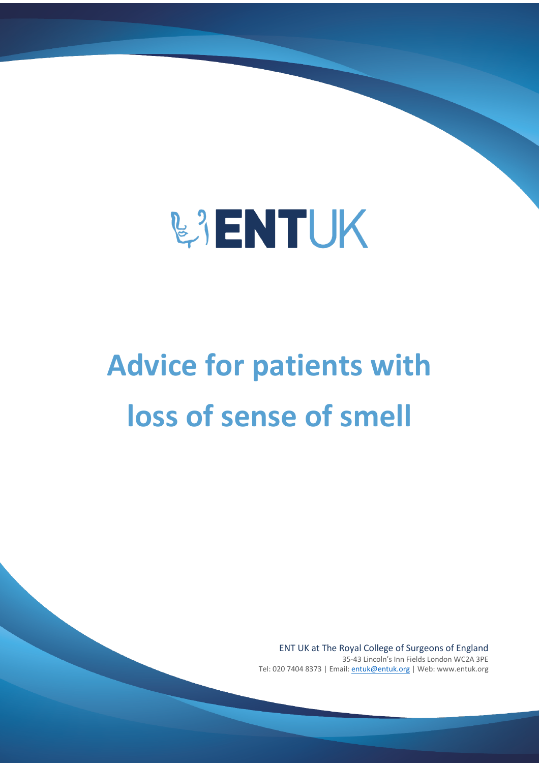ENTUK

# Advice for patients with loss of sense of smell

ENT UK at The Royal College of Surgeons of England
35-43 Lincoln's Inn Fields London WC2A 3PE
Tel: 020 7404 8373 | Email: entuk@entuk.org | Web: www.entuk.org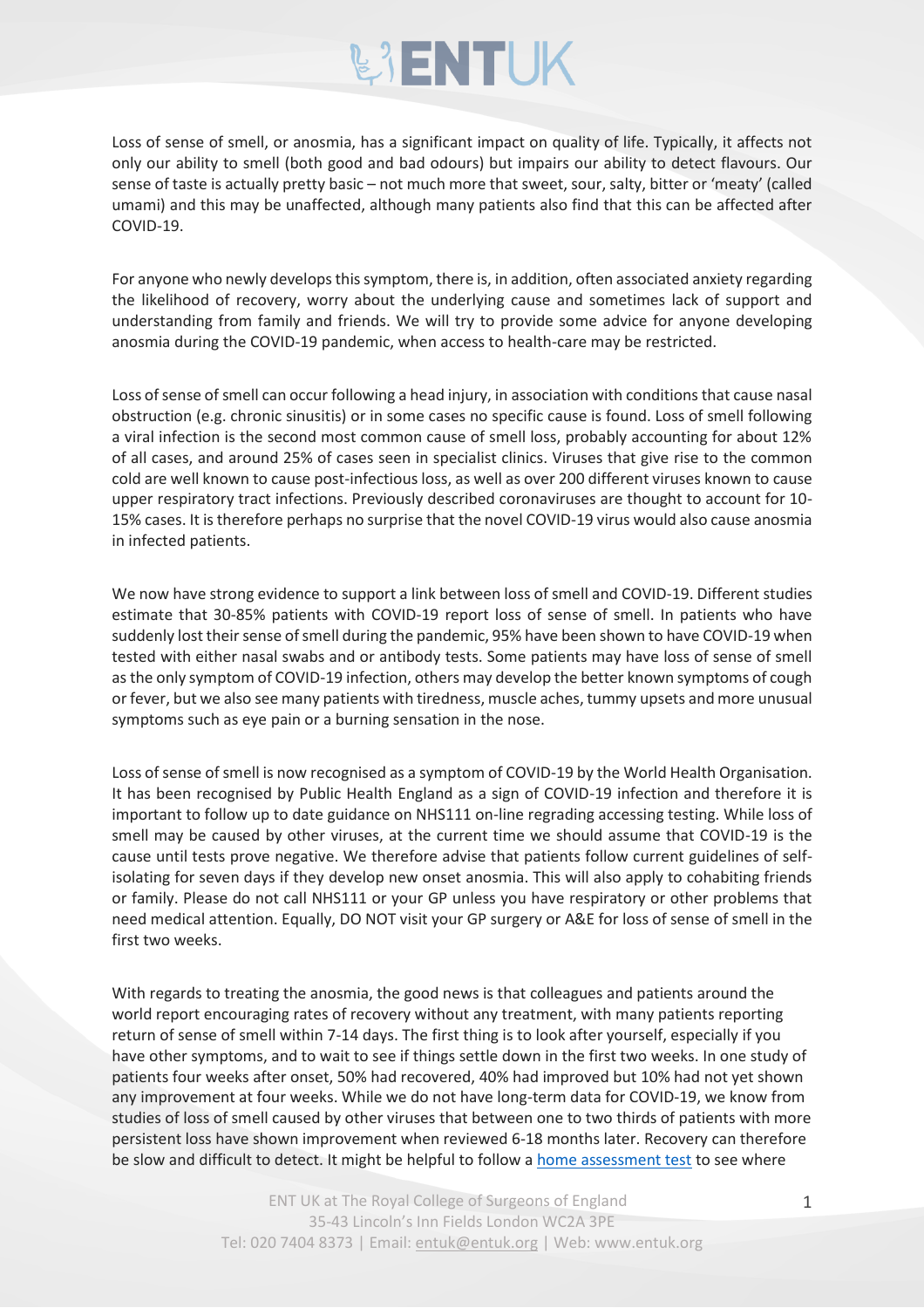Loss of sense of smell, or anosmia, has a significant impact on quality of life. Typically, it affects not only our ability to smell (both good and bad odours) but impairs our ability to detect flavours. Our sense of taste is actually pretty basic – not much more that sweet, sour, salty, bitter or 'meaty' (called umami) and this may be unaffected, although many patients also find that this can be affected after COVID-19.

For anyone who newly develops this symptom, there is, in addition, often associated anxiety regarding the likelihood of recovery, worry about the underlying cause and sometimes lack of support and understanding from family and friends. We will try to provide some advice for anyone developing anosmia during the COVID-19 pandemic, when access to health-care may be restricted.

Loss of sense of smell can occur following a head injury, in association with conditions that cause nasal obstruction (e.g. chronic sinusitis) or in some cases no specific cause is found. Loss of smell following a viral infection is the second most common cause of smell loss, probably accounting for about 12% of all cases, and around 25% of cases seen in specialist clinics. Viruses that give rise to the common cold are well known to cause post-infectious loss, as well as over 200 different viruses known to cause upper respiratory tract infections. Previously described coronaviruses are thought to account for 10-15% cases. It is therefore perhaps no surprise that the novel COVID-19 virus would also cause anosmia in infected patients.

We now have strong evidence to support a link between loss of smell and COVID-19. Different studies estimate that 30-85% patients with COVID-19 report loss of sense of smell. In patients who have suddenly lost their sense of smell during the pandemic, 95% have been shown to have COVID-19 when tested with either nasal swabs and or antibody tests. Some patients may have loss of sense of smell as the only symptom of COVID-19 infection, others may develop the better known symptoms of cough or fever, but we also see many patients with tiredness, muscle aches, tummy upsets and more unusual symptoms such as eye pain or a burning sensation in the nose.

Loss of sense of smell is now recognised as a symptom of COVID-19 by the World Health Organisation. It has been recognised by Public Health England as a sign of COVID-19 infection and therefore it is important to follow up to date guidance on NHS111 on-line regrading accessing testing. While loss of smell may be caused by other viruses, at the current time we should assume that COVID-19 is the cause until tests prove negative. We therefore advise that patients follow current guidelines of self-isolating for seven days if they develop new onset anosmia. This will also apply to cohabiting friends or family. Please do not call NHS111 or your GP unless you have respiratory or other problems that need medical attention. Equally, DO NOT visit your GP surgery or A&E for loss of sense of smell in the first two weeks.

With regards to treating the anosmia, the good news is that colleagues and patients around the world report encouraging rates of recovery without any treatment, with many patients reporting return of sense of smell within 7-14 days. The first thing is to look after yourself, especially if you have other symptoms, and to wait to see if things settle down in the first two weeks. In one study of patients four weeks after onset, 50% had recovered, 40% had improved but 10% had not yet shown any improvement at four weeks. While we do not have long-term data for COVID-19, we know from studies of loss of smell caused by other viruses that between one to two thirds of patients with more persistent loss have shown improvement when reviewed 6-18 months later. Recovery can therefore be slow and difficult to detect. It might be helpful to follow a home assessment test to see where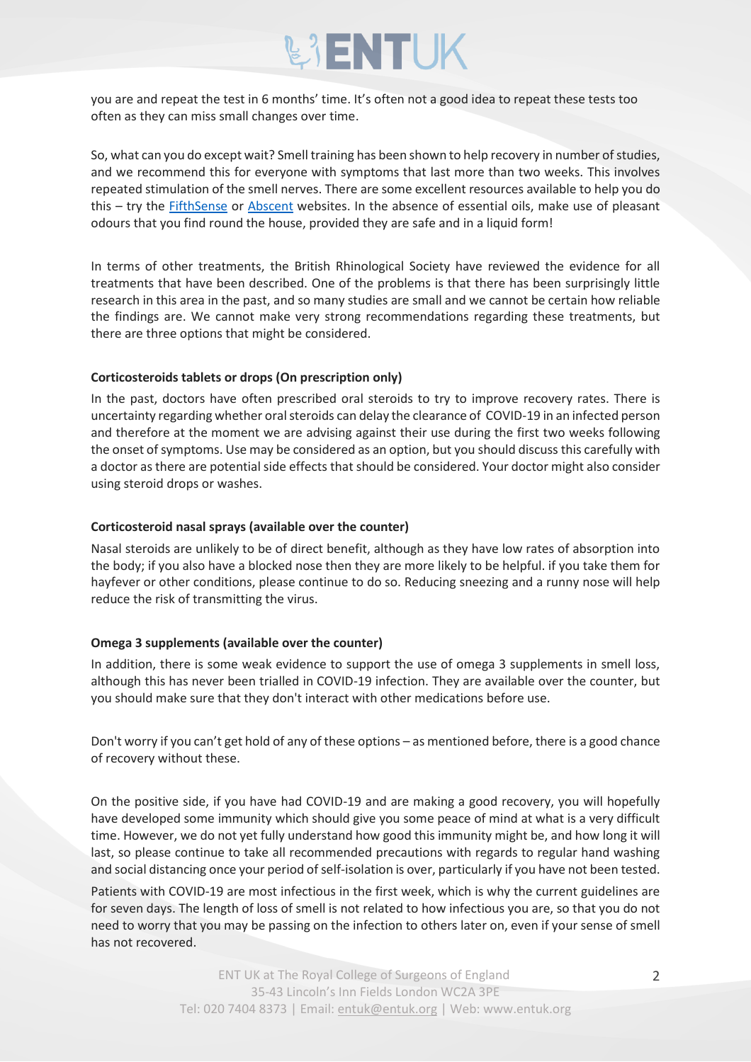you are and repeat the test in 6 months' time. It's often not a good idea to repeat these tests too often as they can miss small changes over time.

So, what can you do except wait? Smell training has been shown to help recovery in number of studies, and we recommend this for everyone with symptoms that last more than two weeks. This involves repeated stimulation of the smell nerves. There are some excellent resources available to help you do this – try the [FifthSense](FifthSense) or [Abscent](Abscent) websites. In the absence of essential oils, make use of pleasant odours that you find round the house, provided they are safe and in a liquid form!

In terms of other treatments, the British Rhinological Society have reviewed the evidence for all treatments that have been described. One of the problems is that there has been surprisingly little research in this area in the past, and so many studies are small and we cannot be certain how reliable the findings are. We cannot make very strong recommendations regarding these treatments, but there are three options that might be considered.

**Corticosteroids tablets or drops (On prescription only)**

In the past, doctors have often prescribed oral steroids to try to improve recovery rates. There is uncertainty regarding whether oral steroids can delay the clearance of COVID-19 in an infected person and therefore at the moment we are advising against their use during the first two weeks following the onset of symptoms. Use may be considered as an option, but you should discuss this carefully with a doctor as there are potential side effects that should be considered. Your doctor might also consider using steroid drops or washes.

**Corticosteroid nasal sprays (available over the counter)**

Nasal steroids are unlikely to be of direct benefit, although as they have low rates of absorption into the body; if you also have a blocked nose then they are more likely to be helpful. if you take them for hayfever or other conditions, please continue to do so. Reducing sneezing and a runny nose will help reduce the risk of transmitting the virus.

**Omega 3 supplements (available over the counter)**

In addition, there is some weak evidence to support the use of omega 3 supplements in smell loss, although this has never been trialled in COVID-19 infection. They are available over the counter, but you should make sure that they don't interact with other medications before use.

Don't worry if you can't get hold of any of these options – as mentioned before, there is a good chance of recovery without these.

On the positive side, if you have had COVID-19 and are making a good recovery, you will hopefully have developed some immunity which should give you some peace of mind at what is a very difficult time. However, we do not yet fully understand how good this immunity might be, and how long it will last, so please continue to take all recommended precautions with regards to regular hand washing and social distancing once your period of self-isolation is over, particularly if you have not been tested.

Patients with COVID-19 are most infectious in the first week, which is why the current guidelines are for seven days. The length of loss of smell is not related to how infectious you are, so that you do not need to worry that you may be passing on the infection to others later on, even if your sense of smell has not recovered.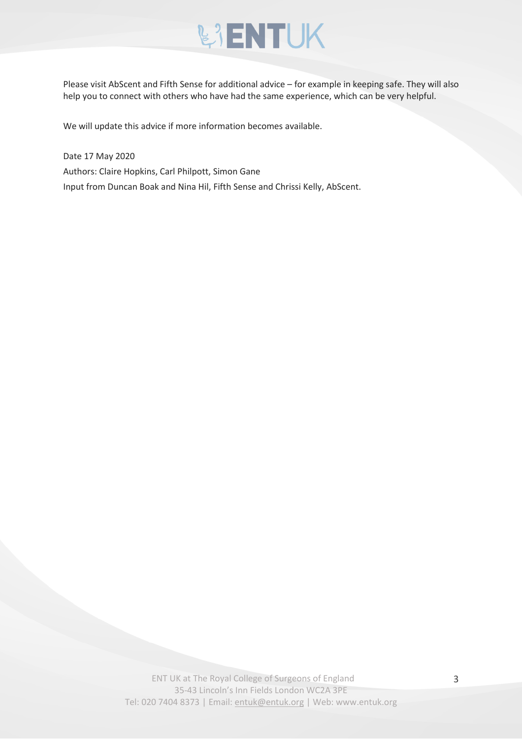Please visit AbScent and Fifth Sense for additional advice – for example in keeping safe. They will also help you to connect with others who have had the same experience, which can be very helpful.

We will update this advice if more information becomes available.

Date 17 May 2020

Authors: Claire Hopkins, Carl Philpott, Simon Gane

Input from Duncan Boak and Nina Hil, Fifth Sense and Chrissi Kelly, AbScent.